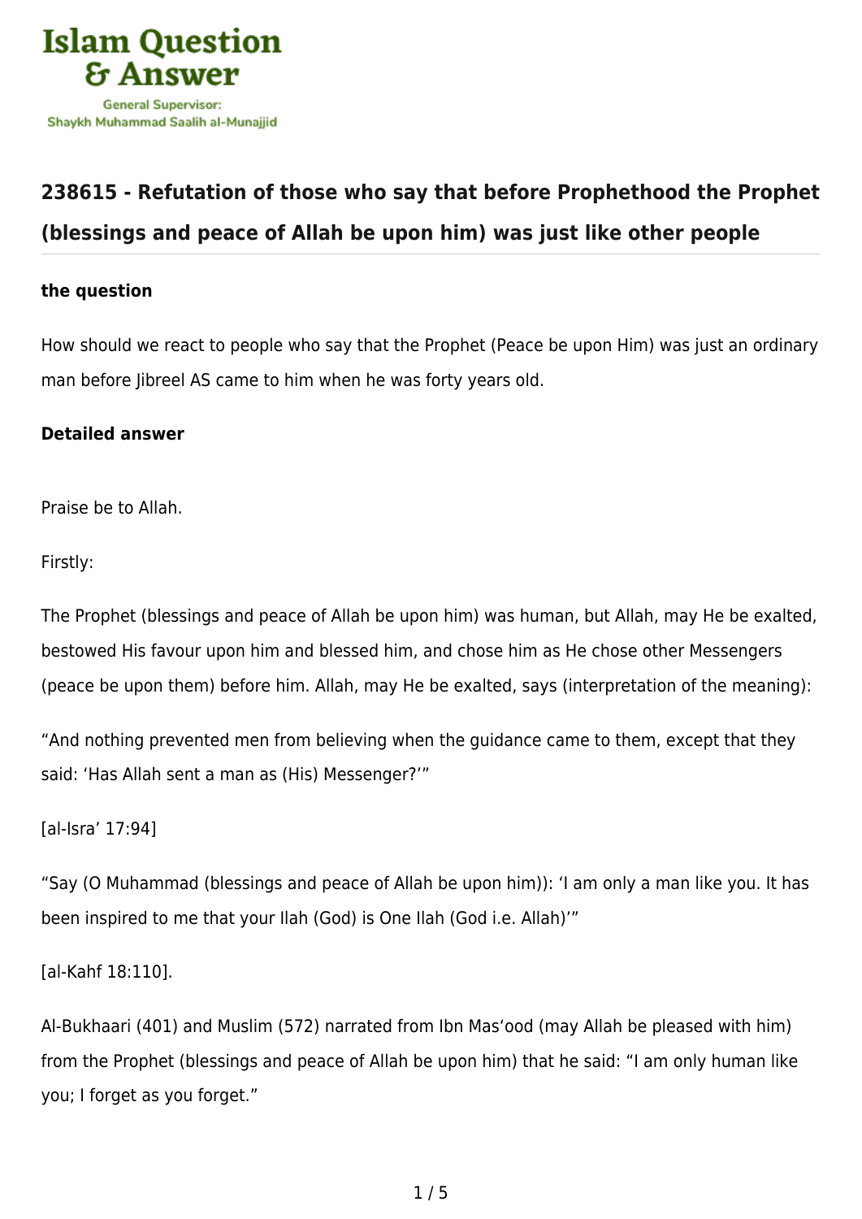# Islam Question & Answer

General Supervisor:
Shaykh Muhammad Saalih al-Munajjid

## 238615 - Refutation of those who say that before Prophethood the Prophet (blessings and peace of Allah be upon him) was just like other people

**the question**

How should we react to people who say that the Prophet (Peace be upon Him) was just an ordinary man before Jibreel AS came to him when he was forty years old.

**Detailed answer**

Praise be to Allah.

Firstly:

The Prophet (blessings and peace of Allah be upon him) was human, but Allah, may He be exalted, bestowed His favour upon him and blessed him, and chose him as He chose other Messengers (peace be upon them) before him. Allah, may He be exalted, says (interpretation of the meaning):

"And nothing prevented men from believing when the guidance came to them, except that they said: 'Has Allah sent a man as (His) Messenger?'"

[al-Isra' 17:94]

"Say (O Muhammad (blessings and peace of Allah be upon him)): 'I am only a man like you. It has been inspired to me that your Ilah (God) is One Ilah (God i.e. Allah)'"

[al-Kahf 18:110].

Al-Bukhaari (401) and Muslim (572) narrated from Ibn Mas'ood (may Allah be pleased with him) from the Prophet (blessings and peace of Allah be upon him) that he said: "I am only human like you; I forget as you forget."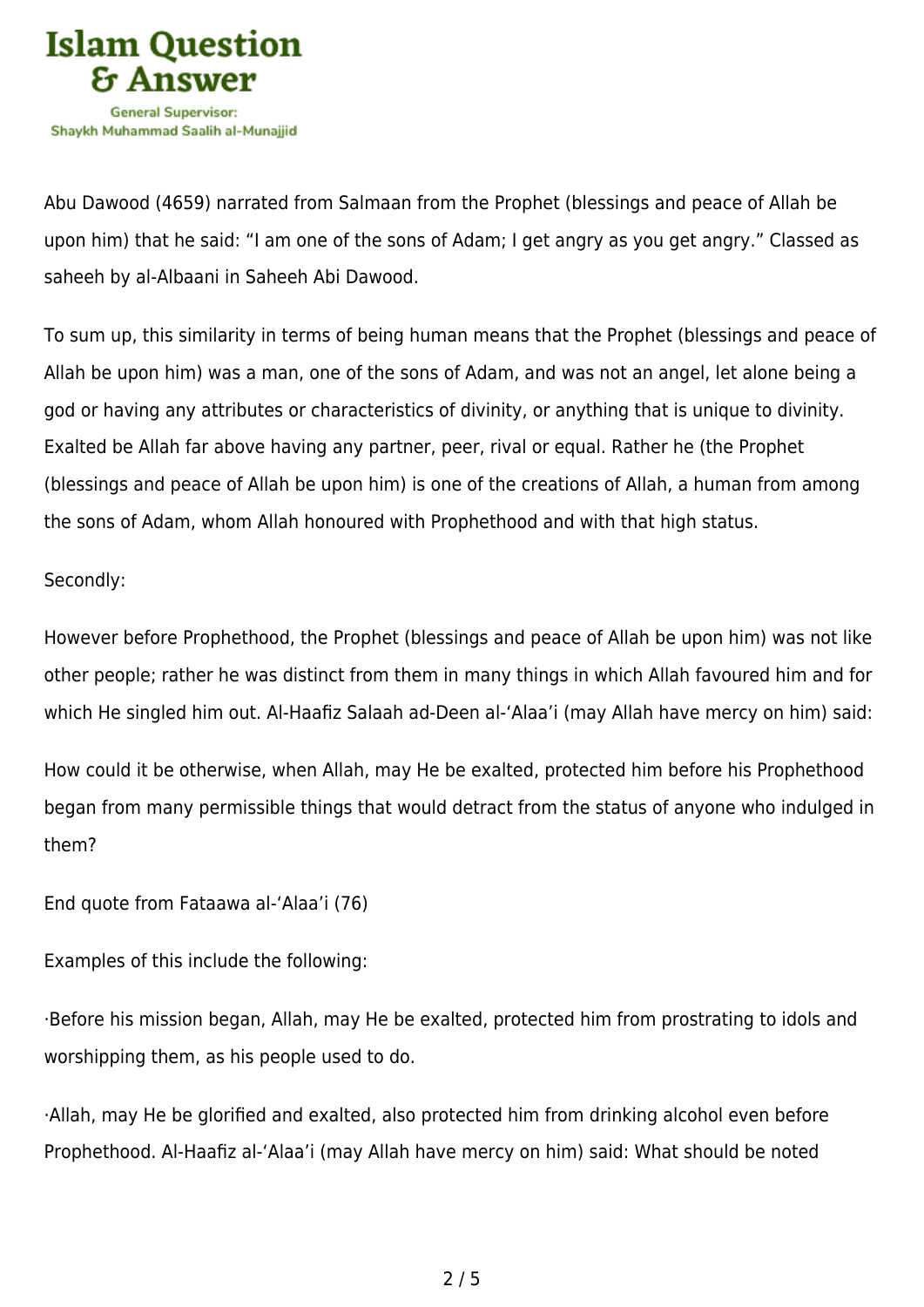Abu Dawood (4659) narrated from Salmaan from the Prophet (blessings and peace of Allah be upon him) that he said: "I am one of the sons of Adam; I get angry as you get angry." Classed as saheeh by al-Albaani in Saheeh Abi Dawood.

To sum up, this similarity in terms of being human means that the Prophet (blessings and peace of Allah be upon him) was a man, one of the sons of Adam, and was not an angel, let alone being a god or having any attributes or characteristics of divinity, or anything that is unique to divinity. Exalted be Allah far above having any partner, peer, rival or equal. Rather he (the Prophet (blessings and peace of Allah be upon him) is one of the creations of Allah, a human from among the sons of Adam, whom Allah honoured with Prophethood and with that high status.

Secondly:

However before Prophethood, the Prophet (blessings and peace of Allah be upon him) was not like other people; rather he was distinct from them in many things in which Allah favoured him and for which He singled him out. Al-Haafiz Salaah ad-Deen al-'Alaa'i (may Allah have mercy on him) said:

How could it be otherwise, when Allah, may He be exalted, protected him before his Prophethood began from many permissible things that would detract from the status of anyone who indulged in them?

End quote from Fataawa al-'Alaa'i (76)

Examples of this include the following:

- Before his mission began, Allah, may He be exalted, protected him from prostrating to idols and worshipping them, as his people used to do.

- Allah, may He be glorified and exalted, also protected him from drinking alcohol even before Prophethood. Al-Haafiz al-'Alaa'i (may Allah have mercy on him) said: What should be noted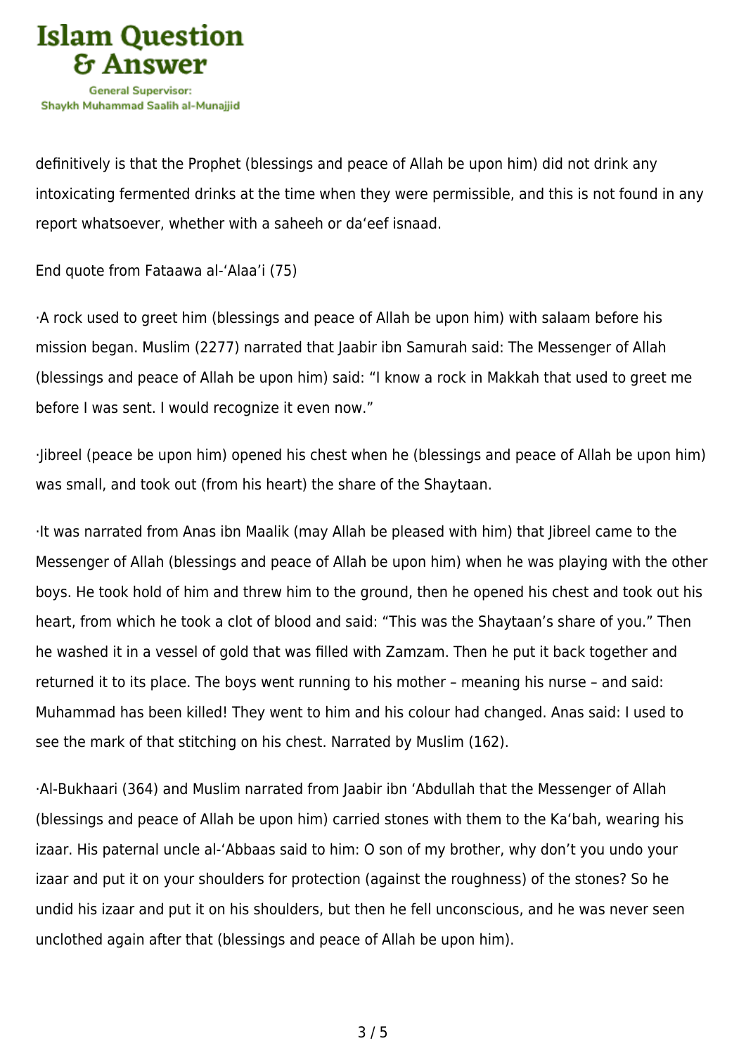definitively is that the Prophet (blessings and peace of Allah be upon him) did not drink any intoxicating fermented drinks at the time when they were permissible, and this is not found in any report whatsoever, whether with a saheeh or da‘eef isnaad.

End quote from Fataawa al-‘Alaa’i (75)

·A rock used to greet him (blessings and peace of Allah be upon him) with salaam before his mission began. Muslim (2277) narrated that Jaabir ibn Samurah said: The Messenger of Allah (blessings and peace of Allah be upon him) said: “I know a rock in Makkah that used to greet me before I was sent. I would recognize it even now.”

·Jibreel (peace be upon him) opened his chest when he (blessings and peace of Allah be upon him) was small, and took out (from his heart) the share of the Shaytaan.

·It was narrated from Anas ibn Maalik (may Allah be pleased with him) that Jibreel came to the Messenger of Allah (blessings and peace of Allah be upon him) when he was playing with the other boys. He took hold of him and threw him to the ground, then he opened his chest and took out his heart, from which he took a clot of blood and said: “This was the Shaytaan’s share of you.” Then he washed it in a vessel of gold that was filled with Zamzam. Then he put it back together and returned it to its place. The boys went running to his mother – meaning his nurse – and said: Muhammad has been killed! They went to him and his colour had changed. Anas said: I used to see the mark of that stitching on his chest. Narrated by Muslim (162).

·Al-Bukhaari (364) and Muslim narrated from Jaabir ibn ‘Abdullah that the Messenger of Allah (blessings and peace of Allah be upon him) carried stones with them to the Ka‘bah, wearing his izaar. His paternal uncle al-‘Abbaas said to him: O son of my brother, why don’t you undo your izaar and put it on your shoulders for protection (against the roughness) of the stones? So he undid his izaar and put it on his shoulders, but then he fell unconscious, and he was never seen unclothed again after that (blessings and peace of Allah be upon him).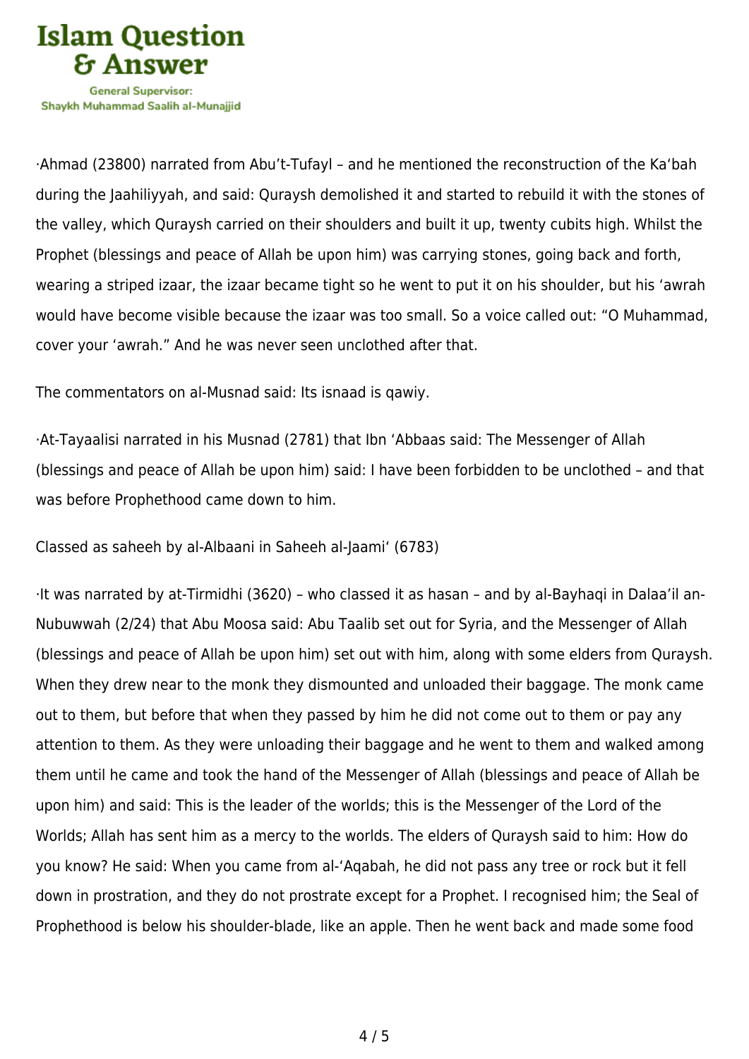·Ahmad (23800) narrated from Abu’t-Tufayl – and he mentioned the reconstruction of the Ka‘bah during the Jaahiliyyah, and said: Quraysh demolished it and started to rebuild it with the stones of the valley, which Quraysh carried on their shoulders and built it up, twenty cubits high. Whilst the Prophet (blessings and peace of Allah be upon him) was carrying stones, going back and forth, wearing a striped izaar, the izaar became tight so he went to put it on his shoulder, but his ‘awrah would have become visible because the izaar was too small. So a voice called out: “O Muhammad, cover your ‘awrah.” And he was never seen unclothed after that.

The commentators on al-Musnad said: Its isnaad is qawiy.

·At-Tayaalisi narrated in his Musnad (2781) that Ibn ‘Abbaas said: The Messenger of Allah (blessings and peace of Allah be upon him) said: I have been forbidden to be unclothed – and that was before Prophethood came down to him.

Classed as saheeh by al-Albaani in Saheeh al-Jaami‘ (6783)

·It was narrated by at-Tirmidhi (3620) – who classed it as hasan – and by al-Bayhaqi in Dalaa’il an-Nubuwwah (2/24) that Abu Moosa said: Abu Taalib set out for Syria, and the Messenger of Allah (blessings and peace of Allah be upon him) set out with him, along with some elders from Quraysh. When they drew near to the monk they dismounted and unloaded their baggage. The monk came out to them, but before that when they passed by him he did not come out to them or pay any attention to them. As they were unloading their baggage and he went to them and walked among them until he came and took the hand of the Messenger of Allah (blessings and peace of Allah be upon him) and said: This is the leader of the worlds; this is the Messenger of the Lord of the Worlds; Allah has sent him as a mercy to the worlds. The elders of Quraysh said to him: How do you know? He said: When you came from al-‘Aqabah, he did not pass any tree or rock but it fell down in prostration, and they do not prostrate except for a Prophet. I recognised him; the Seal of Prophethood is below his shoulder-blade, like an apple. Then he went back and made some food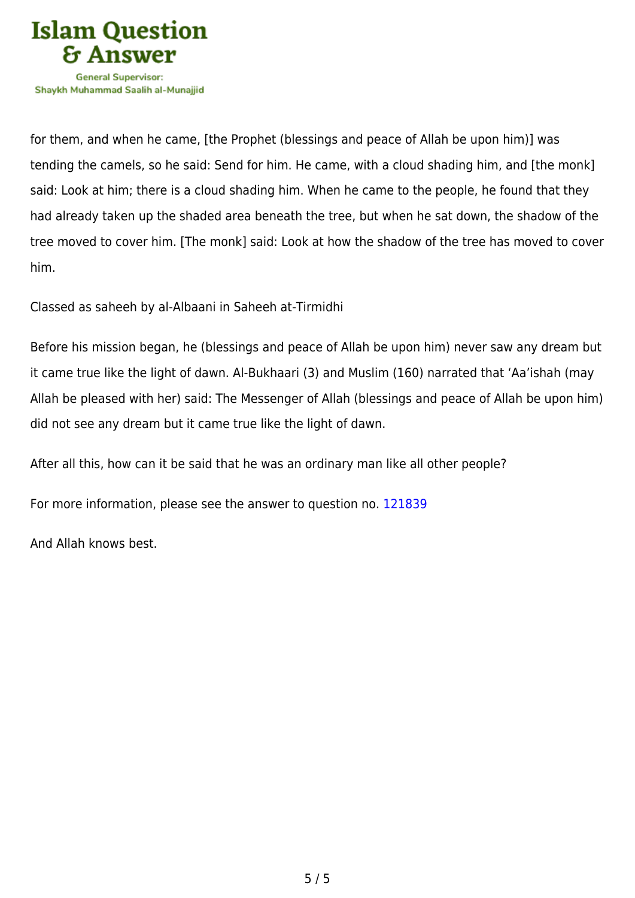for them, and when he came, [the Prophet (blessings and peace of Allah be upon him)] was tending the camels, so he said: Send for him. He came, with a cloud shading him, and [the monk] said: Look at him; there is a cloud shading him. When he came to the people, he found that they had already taken up the shaded area beneath the tree, but when he sat down, the shadow of the tree moved to cover him. [The monk] said: Look at how the shadow of the tree has moved to cover him.

Classed as saheeh by al-Albaani in Saheeh at-Tirmidhi

Before his mission began, he (blessings and peace of Allah be upon him) never saw any dream but it came true like the light of dawn. Al-Bukhaari (3) and Muslim (160) narrated that 'Aa'ishah (may Allah be pleased with her) said: The Messenger of Allah (blessings and peace of Allah be upon him) did not see any dream but it came true like the light of dawn.

After all this, how can it be said that he was an ordinary man like all other people?

For more information, please see the answer to question no. 121839

And Allah knows best.